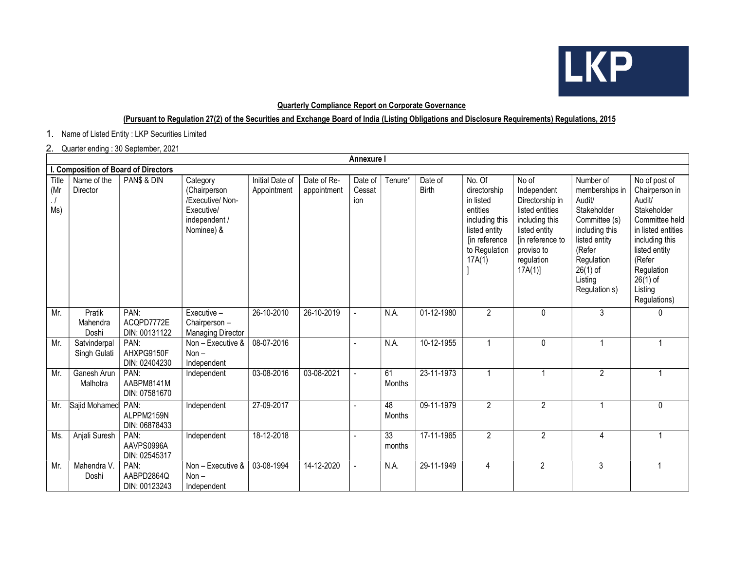**Quarterly Compliance Report on Corporate Governance**

**(Pursuant to Regulation 27(2) of the Securities and Exchange Board of India (Listing Obligations and Disclosure Requirements) Regulations, 2015**

1. Name of Listed Entity : LKP Securities Limited
2. Quarter ending : 30 September, 2021

**Annexure I**

**I. Composition of Board of Directors**

| Title (Mr. / Ms) | Name of the Director | PAN$ & DIN | Category (Chairperson /Executive/ Non-Executive/ independent / Nominee) & | Initial Date of Appointment | Date of Re-appointment | Date of Cessation | Tenure* | Date of Birth | No. Of directorship in listed entities including this listed entity [in reference to Regulation 17A(1) ] | No of Independent Directorship in listed entities including this listed entity [in reference to proviso to regulation 17A(1)] | Number of memberships in Audit/ Stakeholder Committee (s) including this listed entity (Refer Regulation 26(1) of Listing Regulation s) | No of post of Chairperson in Audit/ Stakeholder Committee held in listed entities including this listed entity (Refer Regulation 26(1) of Listing Regulations) |
|---|---|---|---|---|---|---|---|---|---|---|---|---|
| Mr. | Pratik Mahendra Doshi | PAN: ACQPD7772E DIN: 00131122 | Executive – Chairperson – Managing Director | 26-10-2010 | 26-10-2019 | - | N.A. | 01-12-1980 | 2 | 0 | 3 | 0 |
| Mr. | Satvinderpal Singh Gulati | PAN: AHXPG9150F DIN: 02404230 | Non – Executive & Non – Independent | 08-07-2016 | | - | N.A. | 10-12-1955 | 1 | 0 | 1 | 1 |
| Mr. | Ganesh Arun Malhotra | PAN: AABPM8141M DIN: 07581670 | Independent | 03-08-2016 | 03-08-2021 | - | 61 Months | 23-11-1973 | 1 | 1 | 2 | 1 |
| Mr. | Sajid Mohamed | PAN: ALPPM2159N DIN: 06878433 | Independent | 27-09-2017 | | - | 48 Months | 09-11-1979 | 2 | 2 | 1 | 0 |
| Ms. | Anjali Suresh | PAN: AAVPS0996A DIN: 02545317 | Independent | 18-12-2018 | | - | 33 months | 17-11-1965 | 2 | 2 | 4 | 1 |
| Mr. | Mahendra V. Doshi | PAN: AABPD2864Q DIN: 00123243 | Non – Executive & Non – Independent | 03-08-1994 | 14-12-2020 | - | N.A. | 29-11-1949 | 4 | 2 | 3 | 1 |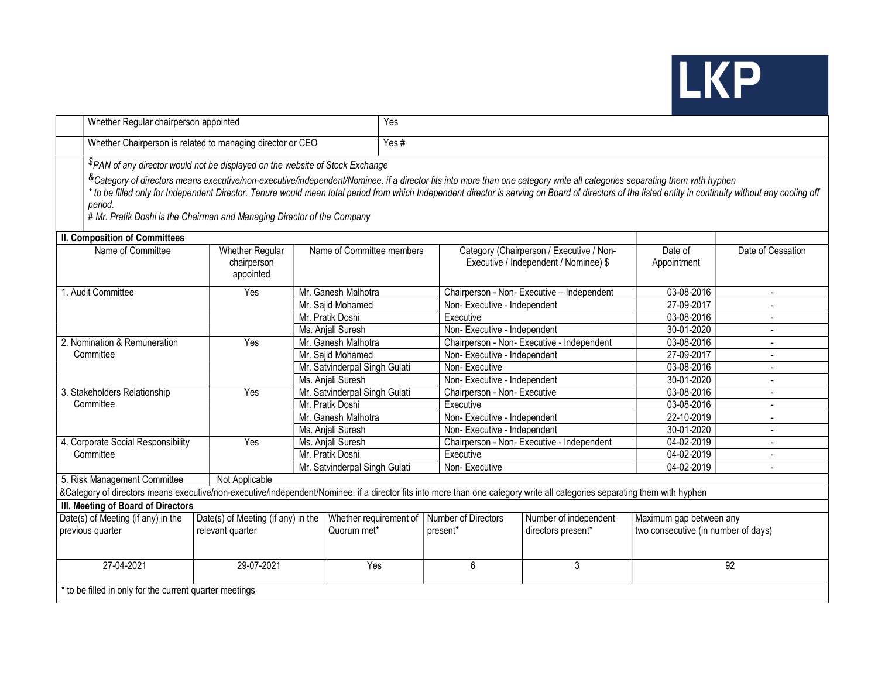LKP

| | Whether Regular chairperson appointed | Yes |
|---|---|---|
| | Whether Chairperson is related to managing director or CEO | Yes # |

*$PAN of any director would not be displayed on the website of Stock Exchange*

*&Category of directors means executive/non-executive/independent/Nominee. if a director fits into more than one category write all categories separating them with hyphen*

*\* to be filled only for Independent Director. Tenure would mean total period from which Independent director is serving on Board of directors of the listed entity in continuity without any cooling off period.*

*# Mr. Pratik Doshi is the Chairman and Managing Director of the Company*

**II. Composition of Committees**

| Name of Committee | Whether Regular chairperson appointed | Name of Committee members | Category (Chairperson / Executive / Non-Executive / Independent / Nominee) $ | Date of Appointment | Date of Cessation |
|---|---|---|---|---|---|
| 1. Audit Committee | Yes | Mr. Ganesh Malhotra | Chairperson - Non- Executive – Independent | 03-08-2016 | - |
| | | Mr. Sajid Mohamed | Non- Executive - Independent | 27-09-2017 | - |
| | | Mr. Pratik Doshi | Executive | 03-08-2016 | - |
| | | Ms. Anjali Suresh | Non- Executive - Independent | 30-01-2020 | - |
| 2. Nomination & Remuneration Committee | Yes | Mr. Ganesh Malhotra | Chairperson - Non- Executive - Independent | 03-08-2016 | - |
| | | Mr. Sajid Mohamed | Non- Executive - Independent | 27-09-2017 | - |
| | | Mr. Satvinderpal Singh Gulati | Non- Executive | 03-08-2016 | - |
| | | Ms. Anjali Suresh | Non- Executive - Independent | 30-01-2020 | - |
| 3. Stakeholders Relationship Committee | Yes | Mr. Satvinderpal Singh Gulati | Chairperson - Non- Executive | 03-08-2016 | - |
| | | Mr. Pratik Doshi | Executive | 03-08-2016 | - |
| | | Mr. Ganesh Malhotra | Non- Executive - Independent | 22-10-2019 | - |
| | | Ms. Anjali Suresh | Non- Executive - Independent | 30-01-2020 | - |
| 4. Corporate Social Responsibility Committee | Yes | Ms. Anjali Suresh | Chairperson - Non- Executive - Independent | 04-02-2019 | - |
| | | Mr. Pratik Doshi | Executive | 04-02-2019 | - |
| | | Mr. Satvinderpal Singh Gulati | Non- Executive | 04-02-2019 | - |
| 5. Risk Management Committee | Not Applicable | | | | |

&Category of directors means executive/non-executive/independent/Nominee. if a director fits into more than one category write all categories separating them with hyphen

**III. Meeting of Board of Directors**

| Date(s) of Meeting (if any) in the previous quarter | Date(s) of Meeting (if any) in the relevant quarter | Whether requirement of Quorum met* | Number of Directors present* | Number of independent directors present* | Maximum gap between any two consecutive (in number of days) |
|---|---|---|---|---|---|
| 27-04-2021 | 29-07-2021 | Yes | 6 | 3 | 92 |

\* to be filled in only for the current quarter meetings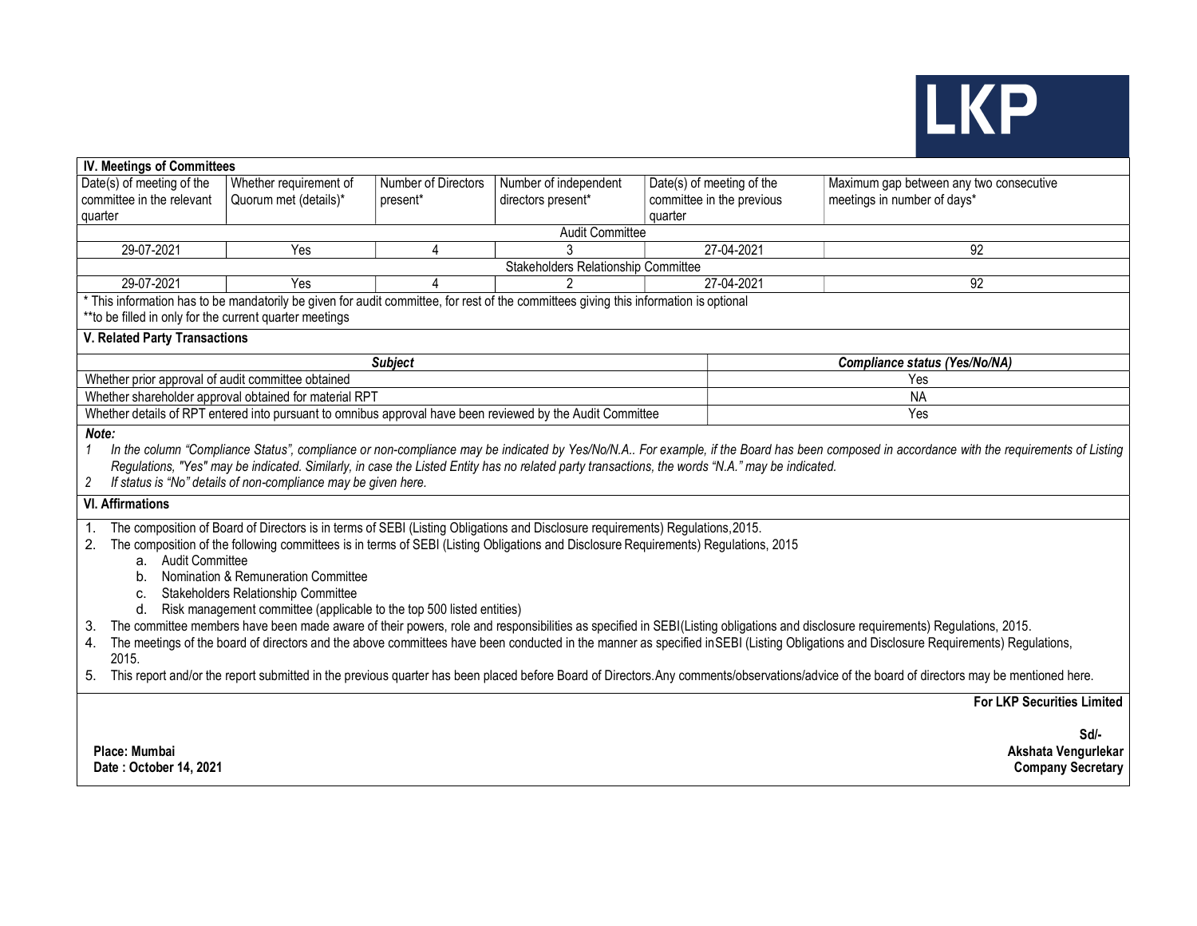LKP

## IV. Meetings of Committees

| Date(s) of meeting of the committee in the relevant quarter | Whether requirement of Quorum met (details)* | Number of Directors present* | Number of independent directors present* | Date(s) of meeting of the committee in the previous quarter | Maximum gap between any two consecutive meetings in number of days* |
|---|---|---|---|---|---|
| Audit Committee | | | | | |
| 29-07-2021 | Yes | 4 | 3 | 27-04-2021 | 92 |
| Stakeholders Relationship Committee | | | | | |
| 29-07-2021 | Yes | 4 | 2 | 27-04-2021 | 92 |

* This information has to be mandatorily be given for audit committee, for rest of the committees giving this information is optional
**to be filled in only for the current quarter meetings

## V. Related Party Transactions

| *Subject* | *Compliance status (Yes/No/NA)* |
|---|---|
| Whether prior approval of audit committee obtained | Yes |
| Whether shareholder approval obtained for material RPT | NA |
| Whether details of RPT entered into pursuant to omnibus approval have been reviewed by the Audit Committee | Yes |

***Note:***

1. *In the column "Compliance Status", compliance or non-compliance may be indicated by Yes/No/N.A.. For example, if the Board has been composed in accordance with the requirements of Listing Regulations, "Yes" may be indicated. Similarly, in case the Listed Entity has no related party transactions, the words "N.A." may be indicated.*
2. *If status is "No" details of non-compliance may be given here.*

## VI. Affirmations

1. The composition of Board of Directors is in terms of SEBI (Listing Obligations and Disclosure requirements) Regulations,2015.
2. The composition of the following committees is in terms of SEBI (Listing Obligations and Disclosure Requirements) Regulations, 2015
   a. Audit Committee
   b. Nomination & Remuneration Committee
   c. Stakeholders Relationship Committee
   d. Risk management committee (applicable to the top 500 listed entities)
3. The committee members have been made aware of their powers, role and responsibilities as specified in SEBI(Listing obligations and disclosure requirements) Regulations, 2015.
4. The meetings of the board of directors and the above committees have been conducted in the manner as specified inSEBI (Listing Obligations and Disclosure Requirements) Regulations, 2015.
5. This report and/or the report submitted in the previous quarter has been placed before Board of Directors.Any comments/observations/advice of the board of directors may be mentioned here.

**For LKP Securities Limited**

**Sd/-**
**Akshata Vengurlekar**
**Company Secretary**

**Place: Mumbai**
**Date : October 14, 2021**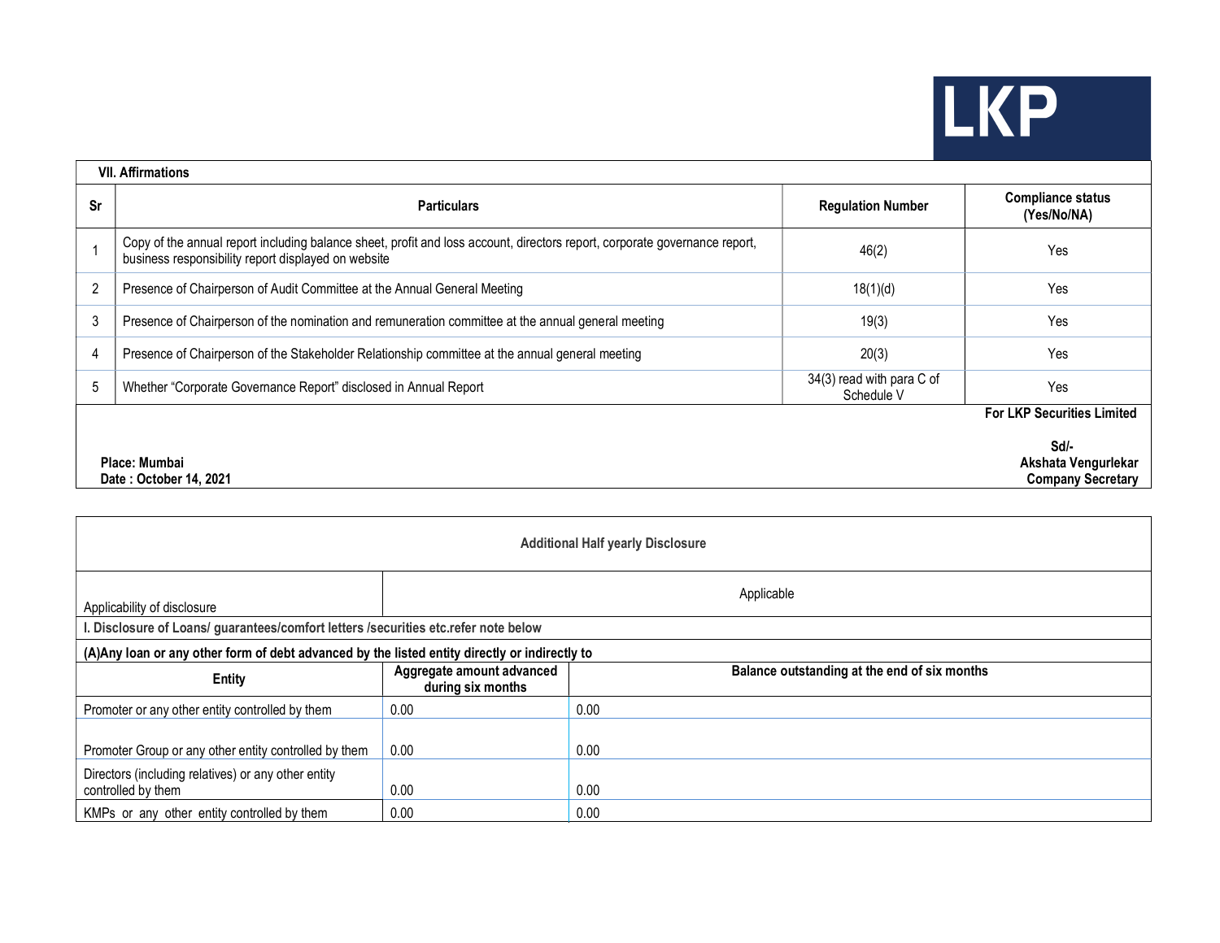LKP

| VII. Affirmations | | | |
|---|---|---|---|
| **Sr** | **Particulars** | **Regulation Number** | **Compliance status (Yes/No/NA)** |
| 1 | Copy of the annual report including balance sheet, profit and loss account, directors report, corporate governance report, business responsibility report displayed on website | 46(2) | Yes |
| 2 | Presence of Chairperson of Audit Committee at the Annual General Meeting | 18(1)(d) | Yes |
| 3 | Presence of Chairperson of the nomination and remuneration committee at the annual general meeting | 19(3) | Yes |
| 4 | Presence of Chairperson of the Stakeholder Relationship committee at the annual general meeting | 20(3) | Yes |
| 5 | Whether "Corporate Governance Report" disclosed in Annual Report | 34(3) read with para C of Schedule V | Yes |

**For LKP Securities Limited**

**Sd/-**
**Akshata Vengurlekar**
**Company Secretary**

**Place: Mumbai**
**Date : October 14, 2021**

**Additional Half yearly Disclosure**

| Applicability of disclosure | Applicable | |
|---|---|---|
| **I. Disclosure of Loans/ guarantees/comfort letters /securities etc.refer note below** | | |
| **(A)Any loan or any other form of debt advanced by the listed entity directly or indirectly to** | | |
| **Entity** | **Aggregate amount advanced during six months** | **Balance outstanding at the end of six months** |
| Promoter or any other entity controlled by them | 0.00 | 0.00 |
| Promoter Group or any other entity controlled by them | 0.00 | 0.00 |
| Directors (including relatives) or any other entity controlled by them | 0.00 | 0.00 |
| KMPs or any other entity controlled by them | 0.00 | 0.00 |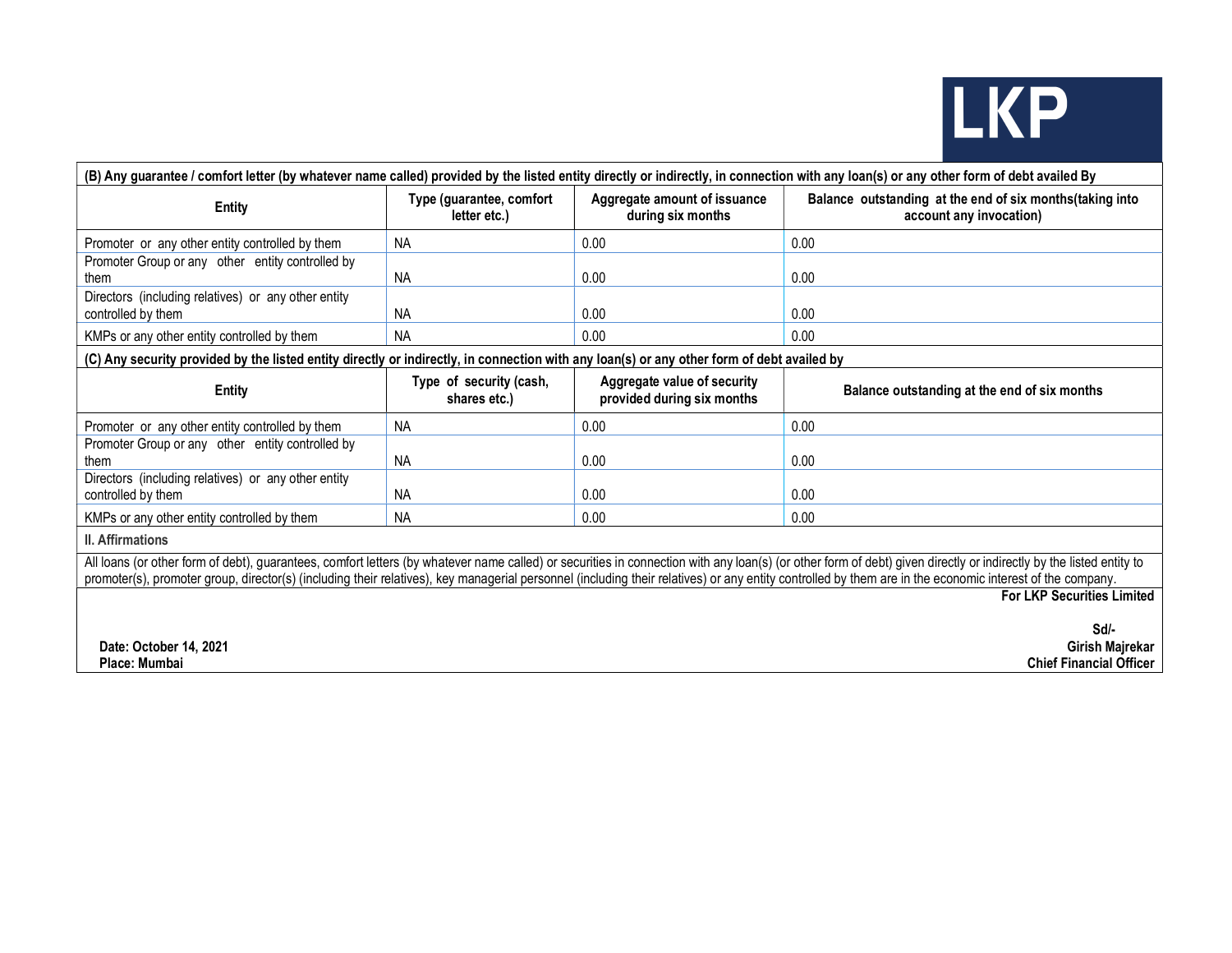LKP

**(B) Any guarantee / comfort letter (by whatever name called) provided by the listed entity directly or indirectly, in connection with any loan(s) or any other form of debt availed By**

| Entity | Type (guarantee, comfort letter etc.) | Aggregate amount of issuance during six months | Balance outstanding at the end of six months(taking into account any invocation) |
|---|---|---|---|
| Promoter or any other entity controlled by them | NA | 0.00 | 0.00 |
| Promoter Group or any other entity controlled by them | NA | 0.00 | 0.00 |
| Directors (including relatives) or any other entity controlled by them | NA | 0.00 | 0.00 |
| KMPs or any other entity controlled by them | NA | 0.00 | 0.00 |

**(C) Any security provided by the listed entity directly or indirectly, in connection with any loan(s) or any other form of debt availed by**

| Entity | Type of security (cash, shares etc.) | Aggregate value of security provided during six months | Balance outstanding at the end of six months |
|---|---|---|---|
| Promoter or any other entity controlled by them | NA | 0.00 | 0.00 |
| Promoter Group or any other entity controlled by them | NA | 0.00 | 0.00 |
| Directors (including relatives) or any other entity controlled by them | NA | 0.00 | 0.00 |
| KMPs or any other entity controlled by them | NA | 0.00 | 0.00 |

**II. Affirmations**

All loans (or other form of debt), guarantees, comfort letters (by whatever name called) or securities in connection with any loan(s) (or other form of debt) given directly or indirectly by the listed entity to promoter(s), promoter group, director(s) (including their relatives), key managerial personnel (including their relatives) or any entity controlled by them are in the economic interest of the company.

**For LKP Securities Limited**

**Sd/-**
**Girish Majrekar**
**Chief Financial Officer**

**Date: October 14, 2021**
**Place: Mumbai**